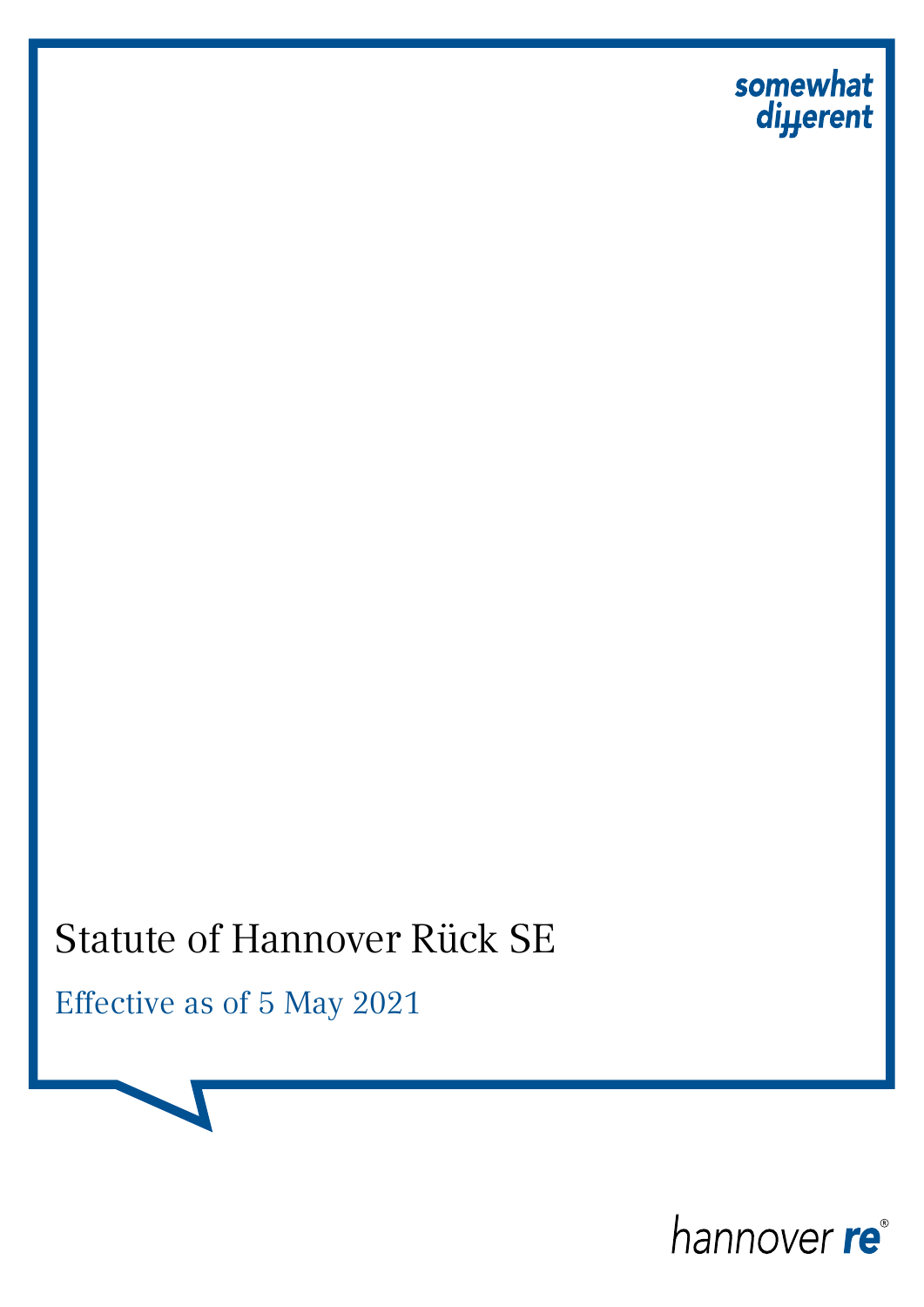somewhat different

# Statute of Hannover Rück SE

Effective as of 5 May 2021

hannover re®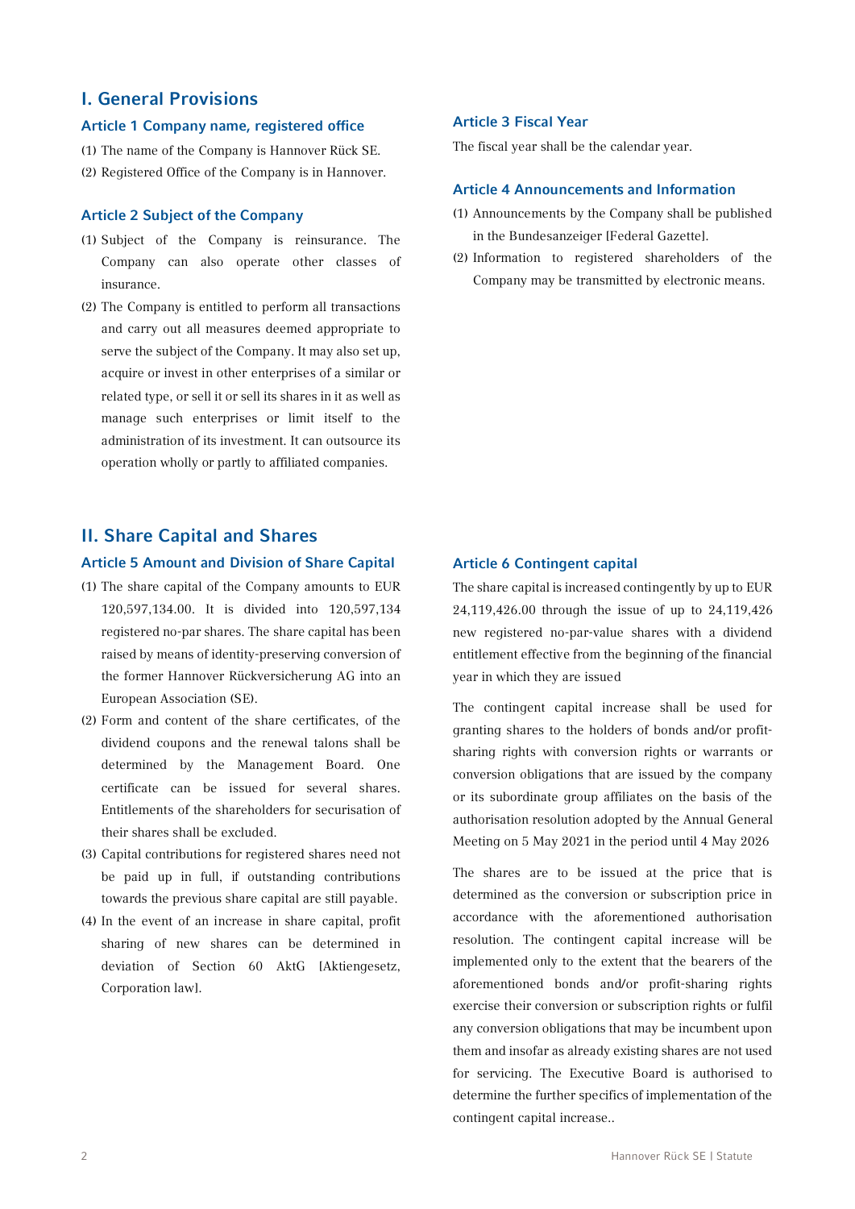# I. General Provisions

### Article 1 Company name, registered office

(1) The name of the Company is Hannover Rück SE.

(2) Registered Office of the Company is in Hannover.

### Article 2 Subject of the Company

(1) Subject of the Company is reinsurance. The Company can also operate other classes of insurance.

(2) The Company is entitled to perform all transactions and carry out all measures deemed appropriate to serve the subject of the Company. It may also set up, acquire or invest in other enterprises of a similar or related type, or sell it or sell its shares in it as well as manage such enterprises or limit itself to the administration of its investment. It can outsource its operation wholly or partly to affiliated companies.

### Article 3 Fiscal Year

The fiscal year shall be the calendar year.

### Article 4 Announcements and Information

(1) Announcements by the Company shall be published in the Bundesanzeiger [Federal Gazette].

(2) Information to registered shareholders of the Company may be transmitted by electronic means.

# II. Share Capital and Shares

### Article 5 Amount and Division of Share Capital

(1) The share capital of the Company amounts to EUR 120,597,134.00. It is divided into 120,597,134 registered no-par shares. The share capital has been raised by means of identity-preserving conversion of the former Hannover Rückversicherung AG into an European Association (SE).

(2) Form and content of the share certificates, of the dividend coupons and the renewal talons shall be determined by the Management Board. One certificate can be issued for several shares. Entitlements of the shareholders for securisation of their shares shall be excluded.

(3) Capital contributions for registered shares need not be paid up in full, if outstanding contributions towards the previous share capital are still payable.

(4) In the event of an increase in share capital, profit sharing of new shares can be determined in deviation of Section 60 AktG [Aktiengesetz, Corporation law].

### Article 6 Contingent capital

The share capital is increased contingently by up to EUR 24,119,426.00 through the issue of up to 24,119,426 new registered no-par-value shares with a dividend entitlement effective from the beginning of the financial year in which they are issued

The contingent capital increase shall be used for granting shares to the holders of bonds and/or profit-sharing rights with conversion rights or warrants or conversion obligations that are issued by the company or its subordinate group affiliates on the basis of the authorisation resolution adopted by the Annual General Meeting on 5 May 2021 in the period until 4 May 2026

The shares are to be issued at the price that is determined as the conversion or subscription price in accordance with the aforementioned authorisation resolution. The contingent capital increase will be implemented only to the extent that the bearers of the aforementioned bonds and/or profit-sharing rights exercise their conversion or subscription rights or fulfil any conversion obligations that may be incumbent upon them and insofar as already existing shares are not used for servicing. The Executive Board is authorised to determine the further specifics of implementation of the contingent capital increase..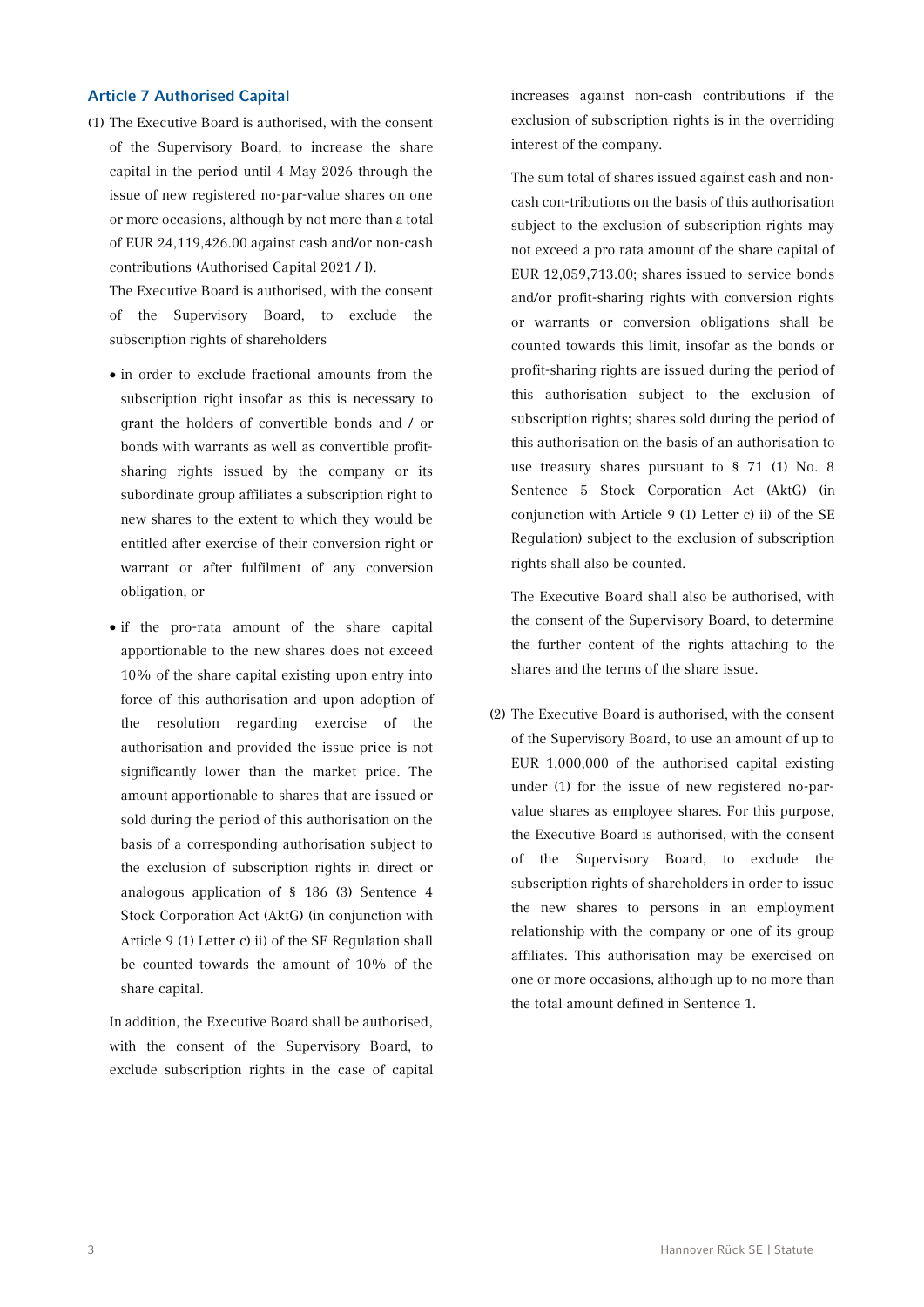## Article 7 Authorised Capital

(1) The Executive Board is authorised, with the consent of the Supervisory Board, to increase the share capital in the period until 4 May 2026 through the issue of new registered no-par-value shares on one or more occasions, although by not more than a total of EUR 24,119,426.00 against cash and/or non-cash contributions (Authorised Capital 2021 / I).

The Executive Board is authorised, with the consent of the Supervisory Board, to exclude the subscription rights of shareholders

- in order to exclude fractional amounts from the subscription right insofar as this is necessary to grant the holders of convertible bonds and / or bonds with warrants as well as convertible profit-sharing rights issued by the company or its subordinate group affiliates a subscription right to new shares to the extent to which they would be entitled after exercise of their conversion right or warrant or after fulfilment of any conversion obligation, or
- if the pro-rata amount of the share capital apportionable to the new shares does not exceed 10% of the share capital existing upon entry into force of this authorisation and upon adoption of the resolution regarding exercise of the authorisation and provided the issue price is not significantly lower than the market price. The amount apportionable to shares that are issued or sold during the period of this authorisation on the basis of a corresponding authorisation subject to the exclusion of subscription rights in direct or analogous application of § 186 (3) Sentence 4 Stock Corporation Act (AktG) (in conjunction with Article 9 (1) Letter c) ii) of the SE Regulation shall be counted towards the amount of 10% of the share capital.

In addition, the Executive Board shall be authorised, with the consent of the Supervisory Board, to exclude subscription rights in the case of capital increases against non-cash contributions if the exclusion of subscription rights is in the overriding interest of the company.

The sum total of shares issued against cash and non-cash con-tributions on the basis of this authorisation subject to the exclusion of subscription rights may not exceed a pro rata amount of the share capital of EUR 12,059,713.00; shares issued to service bonds and/or profit-sharing rights with conversion rights or warrants or conversion obligations shall be counted towards this limit, insofar as the bonds or profit-sharing rights are issued during the period of this authorisation subject to the exclusion of subscription rights; shares sold during the period of this authorisation on the basis of an authorisation to use treasury shares pursuant to § 71 (1) No. 8 Sentence 5 Stock Corporation Act (AktG) (in conjunction with Article 9 (1) Letter c) ii) of the SE Regulation) subject to the exclusion of subscription rights shall also be counted.

The Executive Board shall also be authorised, with the consent of the Supervisory Board, to determine the further content of the rights attaching to the shares and the terms of the share issue.

(2) The Executive Board is authorised, with the consent of the Supervisory Board, to use an amount of up to EUR 1,000,000 of the authorised capital existing under (1) for the issue of new registered no-par-value shares as employee shares. For this purpose, the Executive Board is authorised, with the consent of the Supervisory Board, to exclude the subscription rights of shareholders in order to issue the new shares to persons in an employment relationship with the company or one of its group affiliates. This authorisation may be exercised on one or more occasions, although up to no more than the total amount defined in Sentence 1.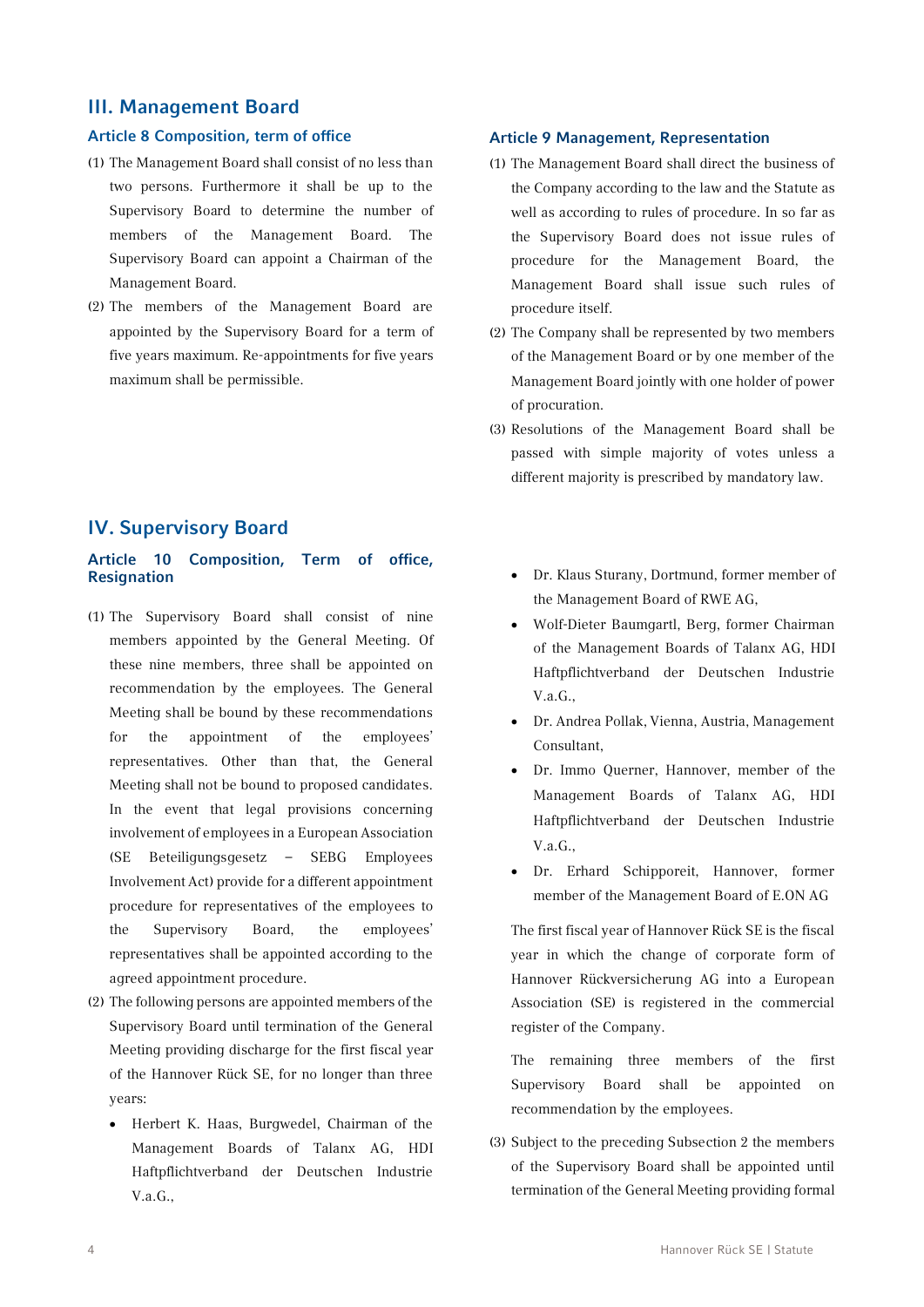## III. Management Board

### Article 8 Composition, term of office

(1) The Management Board shall consist of no less than two persons. Furthermore it shall be up to the Supervisory Board to determine the number of members of the Management Board. The Supervisory Board can appoint a Chairman of the Management Board.

(2) The members of the Management Board are appointed by the Supervisory Board for a term of five years maximum. Re-appointments for five years maximum shall be permissible.

### Article 9 Management, Representation

(1) The Management Board shall direct the business of the Company according to the law and the Statute as well as according to rules of procedure. In so far as the Supervisory Board does not issue rules of procedure for the Management Board, the Management Board shall issue such rules of procedure itself.

(2) The Company shall be represented by two members of the Management Board or by one member of the Management Board jointly with one holder of power of procuration.

(3) Resolutions of the Management Board shall be passed with simple majority of votes unless a different majority is prescribed by mandatory law.

## IV. Supervisory Board

### Article 10 Composition, Term of office, Resignation

(1) The Supervisory Board shall consist of nine members appointed by the General Meeting. Of these nine members, three shall be appointed on recommendation by the employees. The General Meeting shall be bound by these recommendations for the appointment of the employees' representatives. Other than that, the General Meeting shall not be bound to proposed candidates. In the event that legal provisions concerning involvement of employees in a European Association (SE Beteiligungsgesetz – SEBG Employees Involvement Act) provide for a different appointment procedure for representatives of the employees to the Supervisory Board, the employees' representatives shall be appointed according to the agreed appointment procedure.

(2) The following persons are appointed members of the Supervisory Board until termination of the General Meeting providing discharge for the first fiscal year of the Hannover Rück SE, for no longer than three years:

- Herbert K. Haas, Burgwedel, Chairman of the Management Boards of Talanx AG, HDI Haftpflichtverband der Deutschen Industrie V.a.G.,
- Dr. Klaus Sturany, Dortmund, former member of the Management Board of RWE AG,
- Wolf-Dieter Baumgartl, Berg, former Chairman of the Management Boards of Talanx AG, HDI Haftpflichtverband der Deutschen Industrie V.a.G.,
- Dr. Andrea Pollak, Vienna, Austria, Management Consultant,
- Dr. Immo Querner, Hannover, member of the Management Boards of Talanx AG, HDI Haftpflichtverband der Deutschen Industrie V.a.G.,
- Dr. Erhard Schipporeit, Hannover, former member of the Management Board of E.ON AG

The first fiscal year of Hannover Rück SE is the fiscal year in which the change of corporate form of Hannover Rückversicherung AG into a European Association (SE) is registered in the commercial register of the Company.

The remaining three members of the first Supervisory Board shall be appointed on recommendation by the employees.

(3) Subject to the preceding Subsection 2 the members of the Supervisory Board shall be appointed until termination of the General Meeting providing formal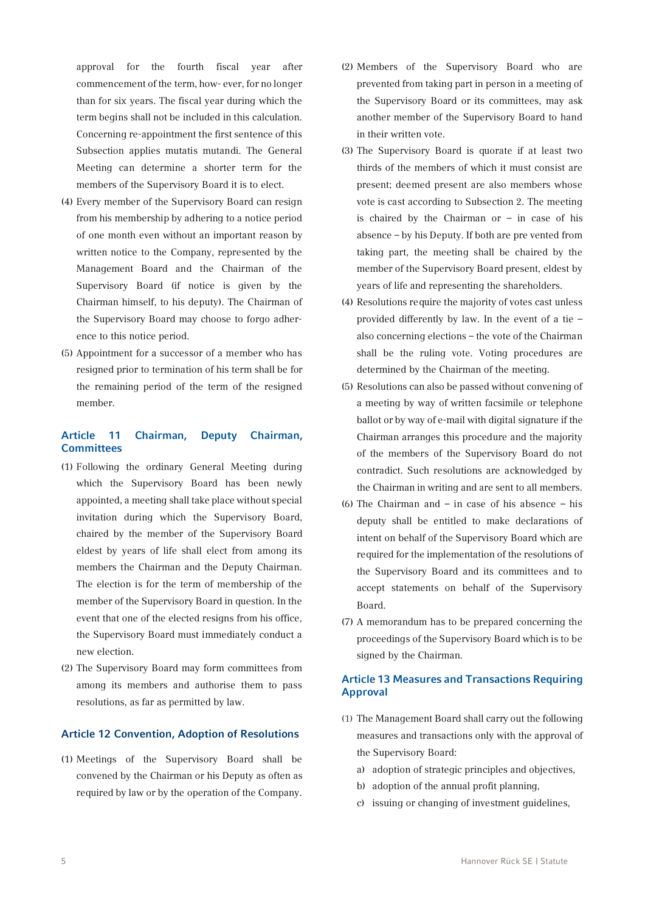approval for the fourth fiscal year after commencement of the term, how- ever, for no longer than for six years. The fiscal year during which the term begins shall not be included in this calculation. Concerning re-appointment the first sentence of this Subsection applies mutatis mutandi. The General Meeting can determine a shorter term for the members of the Supervisory Board it is to elect.

(4) Every member of the Supervisory Board can resign from his membership by adhering to a notice period of one month even without an important reason by written notice to the Company, represented by the Management Board and the Chairman of the Supervisory Board (if notice is given by the Chairman himself, to his deputy). The Chairman of the Supervisory Board may choose to forgo adher- ence to this notice period.

(5) Appointment for a successor of a member who has resigned prior to termination of his term shall be for the remaining period of the term of the resigned member.

## Article 11 Chairman, Deputy Chairman, Committees

(1) Following the ordinary General Meeting during which the Supervisory Board has been newly appointed, a meeting shall take place without special invitation during which the Supervisory Board, chaired by the member of the Supervisory Board eldest by years of life shall elect from among its members the Chairman and the Deputy Chairman. The election is for the term of membership of the member of the Supervisory Board in question. In the event that one of the elected resigns from his office, the Supervisory Board must immediately conduct a new election.

(2) The Supervisory Board may form committees from among its members and authorise them to pass resolutions, as far as permitted by law.

## Article 12 Convention, Adoption of Resolutions

(1) Meetings of the Supervisory Board shall be convened by the Chairman or his Deputy as often as required by law or by the operation of the Company.

(2) Members of the Supervisory Board who are prevented from taking part in person in a meeting of the Supervisory Board or its committees, may ask another member of the Supervisory Board to hand in their written vote.

(3) The Supervisory Board is quorate if at least two thirds of the members of which it must consist are present; deemed present are also members whose vote is cast according to Subsection 2. The meeting is chaired by the Chairman or – in case of his absence – by his Deputy. If both are pre vented from taking part, the meeting shall be chaired by the member of the Supervisory Board present, eldest by years of life and representing the shareholders.

(4) Resolutions require the majority of votes cast unless provided differently by law. In the event of a tie – also concerning elections – the vote of the Chairman shall be the ruling vote. Voting procedures are determined by the Chairman of the meeting.

(5) Resolutions can also be passed without convening of a meeting by way of written facsimile or telephone ballot or by way of e-mail with digital signature if the Chairman arranges this procedure and the majority of the members of the Supervisory Board do not contradict. Such resolutions are acknowledged by the Chairman in writing and are sent to all members.

(6) The Chairman and – in case of his absence – his deputy shall be entitled to make declarations of intent on behalf of the Supervisory Board which are required for the implementation of the resolutions of the Supervisory Board and its committees and to accept statements on behalf of the Supervisory Board.

(7) A memorandum has to be prepared concerning the proceedings of the Supervisory Board which is to be signed by the Chairman.

## Article 13 Measures and Transactions Requiring Approval

(1) The Management Board shall carry out the following measures and transactions only with the approval of the Supervisory Board:

a) adoption of strategic principles and objectives,

b) adoption of the annual profit planning,

c) issuing or changing of investment guidelines,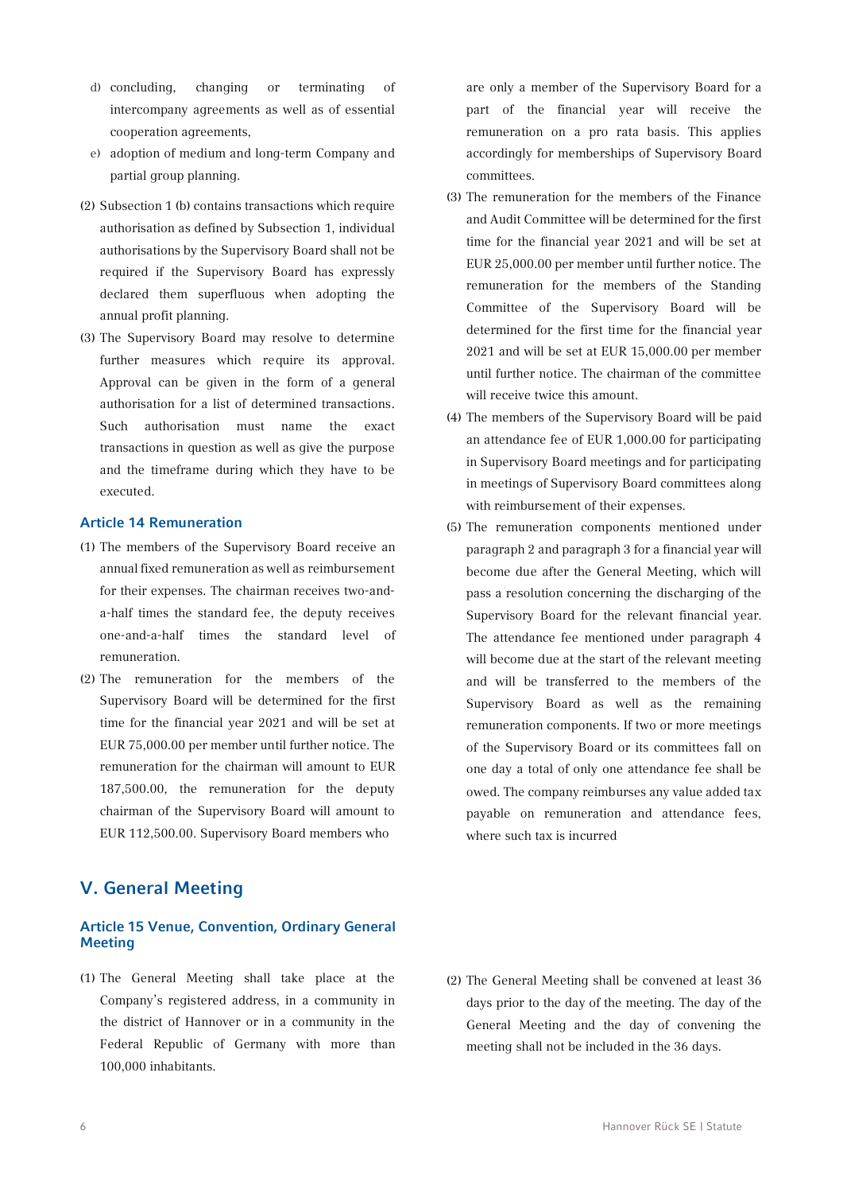d) concluding, changing or terminating of intercompany agreements as well as of essential cooperation agreements,
e) adoption of medium and long-term Company and partial group planning.

(2) Subsection 1 (b) contains transactions which require authorisation as defined by Subsection 1, individual authorisations by the Supervisory Board shall not be required if the Supervisory Board has expressly declared them superfluous when adopting the annual profit planning.

(3) The Supervisory Board may resolve to determine further measures which require its approval. Approval can be given in the form of a general authorisation for a list of determined transactions. Such authorisation must name the exact transactions in question as well as give the purpose and the timeframe during which they have to be executed.

### Article 14 Remuneration

(1) The members of the Supervisory Board receive an annual fixed remuneration as well as reimbursement for their expenses. The chairman receives two-and-a-half times the standard fee, the deputy receives one-and-a-half times the standard level of remuneration.

(2) The remuneration for the members of the Supervisory Board will be determined for the first time for the financial year 2021 and will be set at EUR 75,000.00 per member until further notice. The remuneration for the chairman will amount to EUR 187,500.00, the remuneration for the deputy chairman of the Supervisory Board will amount to EUR 112,500.00. Supervisory Board members who are only a member of the Supervisory Board for a part of the financial year will receive the remuneration on a pro rata basis. This applies accordingly for memberships of Supervisory Board committees.

(3) The remuneration for the members of the Finance and Audit Committee will be determined for the first time for the financial year 2021 and will be set at EUR 25,000.00 per member until further notice. The remuneration for the members of the Standing Committee of the Supervisory Board will be determined for the first time for the financial year 2021 and will be set at EUR 15,000.00 per member until further notice. The chairman of the committee will receive twice this amount.

(4) The members of the Supervisory Board will be paid an attendance fee of EUR 1,000.00 for participating in Supervisory Board meetings and for participating in meetings of Supervisory Board committees along with reimbursement of their expenses.

(5) The remuneration components mentioned under paragraph 2 and paragraph 3 for a financial year will become due after the General Meeting, which will pass a resolution concerning the discharging of the Supervisory Board for the relevant financial year. The attendance fee mentioned under paragraph 4 will become due at the start of the relevant meeting and will be transferred to the members of the Supervisory Board as well as the remaining remuneration components. If two or more meetings of the Supervisory Board or its committees fall on one day a total of only one attendance fee shall be owed. The company reimburses any value added tax payable on remuneration and attendance fees, where such tax is incurred

## V. General Meeting

### Article 15 Venue, Convention, Ordinary General Meeting

(1) The General Meeting shall take place at the Company's registered address, in a community in the district of Hannover or in a community in the Federal Republic of Germany with more than 100,000 inhabitants.

(2) The General Meeting shall be convened at least 36 days prior to the day of the meeting. The day of the General Meeting and the day of convening the meeting shall not be included in the 36 days.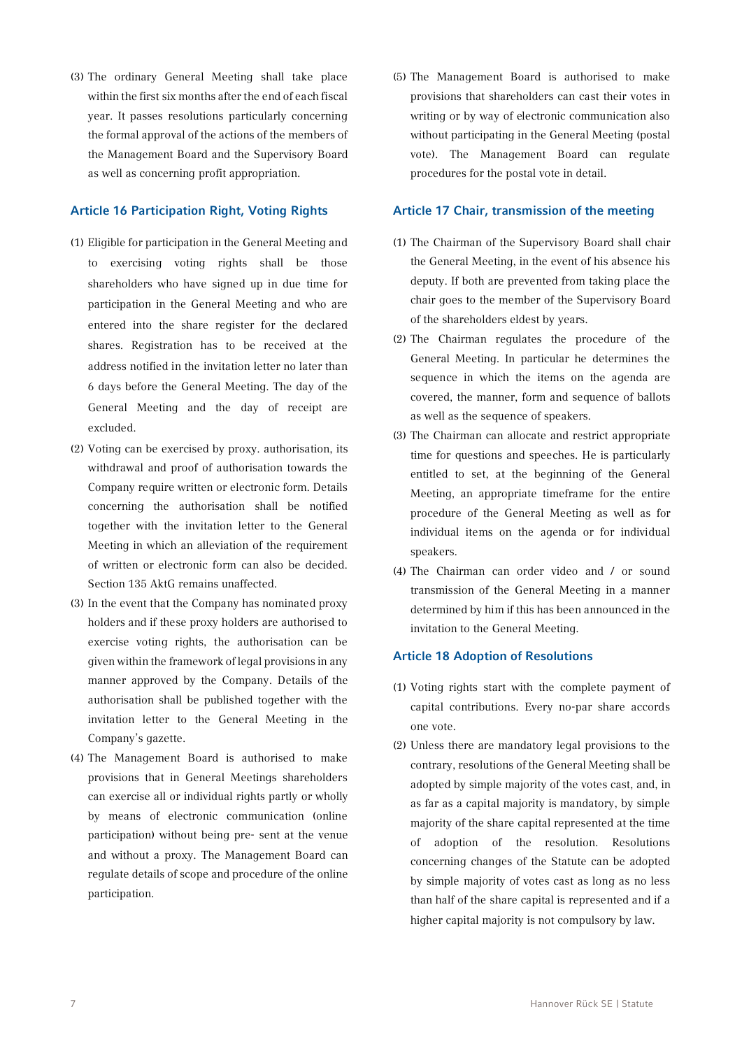(3) The ordinary General Meeting shall take place within the first six months after the end of each fiscal year. It passes resolutions particularly concerning the formal approval of the actions of the members of the Management Board and the Supervisory Board as well as concerning profit appropriation.

## Article 16 Participation Right, Voting Rights

(1) Eligible for participation in the General Meeting and to exercising voting rights shall be those shareholders who have signed up in due time for participation in the General Meeting and who are entered into the share register for the declared shares. Registration has to be received at the address notified in the invitation letter no later than 6 days before the General Meeting. The day of the General Meeting and the day of receipt are excluded.

(2) Voting can be exercised by proxy. authorisation, its withdrawal and proof of authorisation towards the Company require written or electronic form. Details concerning the authorisation shall be notified together with the invitation letter to the General Meeting in which an alleviation of the requirement of written or electronic form can also be decided. Section 135 AktG remains unaffected.

(3) In the event that the Company has nominated proxy holders and if these proxy holders are authorised to exercise voting rights, the authorisation can be given within the framework of legal provisions in any manner approved by the Company. Details of the authorisation shall be published together with the invitation letter to the General Meeting in the Company's gazette.

(4) The Management Board is authorised to make provisions that in General Meetings shareholders can exercise all or individual rights partly or wholly by means of electronic communication (online participation) without being pre- sent at the venue and without a proxy. The Management Board can regulate details of scope and procedure of the online participation.

(5) The Management Board is authorised to make provisions that shareholders can cast their votes in writing or by way of electronic communication also without participating in the General Meeting (postal vote). The Management Board can regulate procedures for the postal vote in detail.

## Article 17 Chair, transmission of the meeting

(1) The Chairman of the Supervisory Board shall chair the General Meeting, in the event of his absence his deputy. If both are prevented from taking place the chair goes to the member of the Supervisory Board of the shareholders eldest by years.

(2) The Chairman regulates the procedure of the General Meeting. In particular he determines the sequence in which the items on the agenda are covered, the manner, form and sequence of ballots as well as the sequence of speakers.

(3) The Chairman can allocate and restrict appropriate time for questions and speeches. He is particularly entitled to set, at the beginning of the General Meeting, an appropriate timeframe for the entire procedure of the General Meeting as well as for individual items on the agenda or for individual speakers.

(4) The Chairman can order video and / or sound transmission of the General Meeting in a manner determined by him if this has been announced in the invitation to the General Meeting.

## Article 18 Adoption of Resolutions

(1) Voting rights start with the complete payment of capital contributions. Every no-par share accords one vote.

(2) Unless there are mandatory legal provisions to the contrary, resolutions of the General Meeting shall be adopted by simple majority of the votes cast, and, in as far as a capital majority is mandatory, by simple majority of the share capital represented at the time of adoption of the resolution. Resolutions concerning changes of the Statute can be adopted by simple majority of votes cast as long as no less than half of the share capital is represented and if a higher capital majority is not compulsory by law.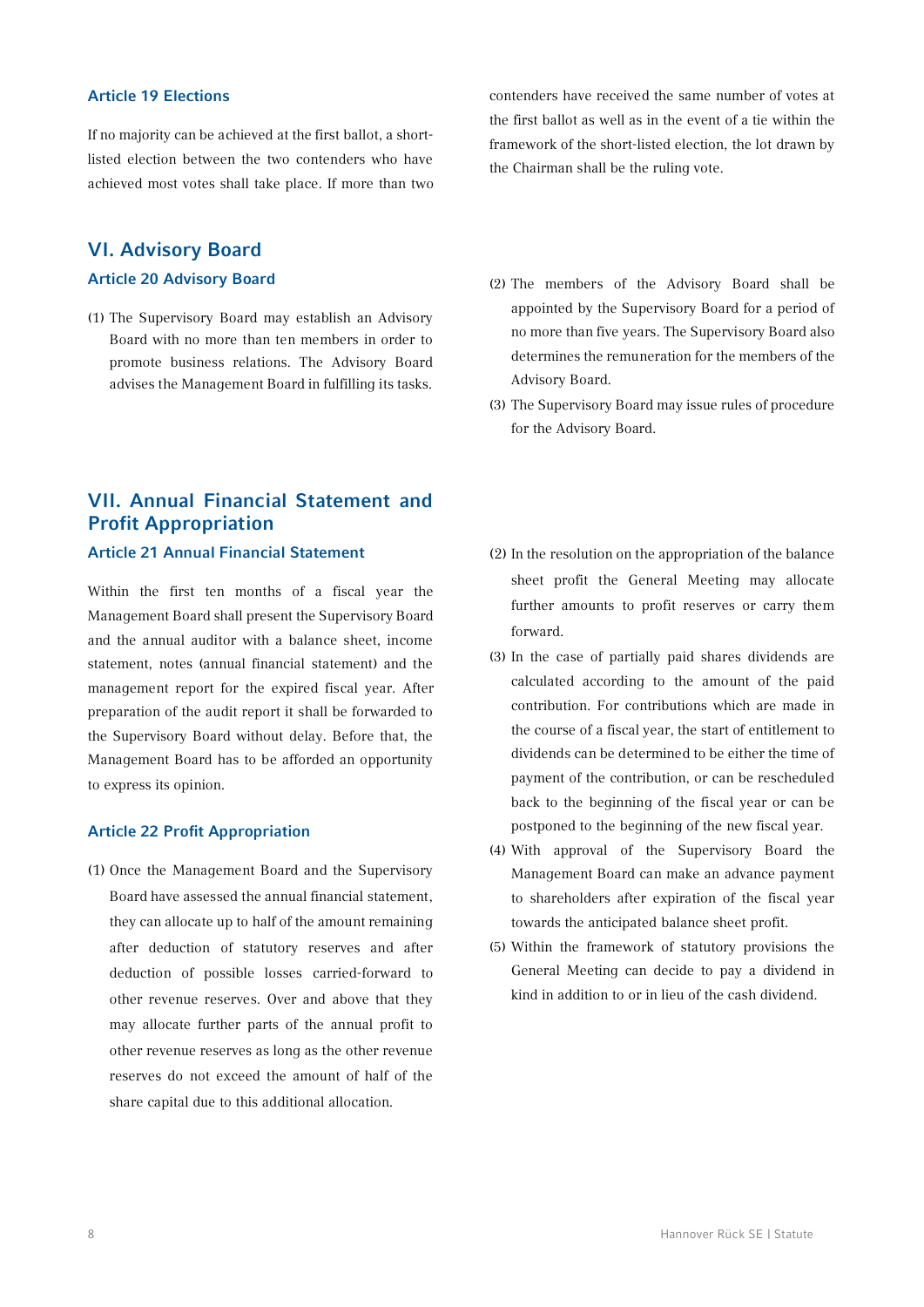### Article 19 Elections

If no majority can be achieved at the first ballot, a short-listed election between the two contenders who have achieved most votes shall take place. If more than two contenders have received the same number of votes at the first ballot as well as in the event of a tie within the framework of the short-listed election, the lot drawn by the Chairman shall be the ruling vote.

## VI. Advisory Board

### Article 20 Advisory Board

(1) The Supervisory Board may establish an Advisory Board with no more than ten members in order to promote business relations. The Advisory Board advises the Management Board in fulfilling its tasks.

(2) The members of the Advisory Board shall be appointed by the Supervisory Board for a period of no more than five years. The Supervisory Board also determines the remuneration for the members of the Advisory Board.

(3) The Supervisory Board may issue rules of procedure for the Advisory Board.

## VII. Annual Financial Statement and Profit Appropriation

### Article 21 Annual Financial Statement

Within the first ten months of a fiscal year the Management Board shall present the Supervisory Board and the annual auditor with a balance sheet, income statement, notes (annual financial statement) and the management report for the expired fiscal year. After preparation of the audit report it shall be forwarded to the Supervisory Board without delay. Before that, the Management Board has to be afforded an opportunity to express its opinion.

### Article 22 Profit Appropriation

(1) Once the Management Board and the Supervisory Board have assessed the annual financial statement, they can allocate up to half of the amount remaining after deduction of statutory reserves and after deduction of possible losses carried-forward to other revenue reserves. Over and above that they may allocate further parts of the annual profit to other revenue reserves as long as the other revenue reserves do not exceed the amount of half of the share capital due to this additional allocation.

(2) In the resolution on the appropriation of the balance sheet profit the General Meeting may allocate further amounts to profit reserves or carry them forward.

(3) In the case of partially paid shares dividends are calculated according to the amount of the paid contribution. For contributions which are made in the course of a fiscal year, the start of entitlement to dividends can be determined to be either the time of payment of the contribution, or can be rescheduled back to the beginning of the fiscal year or can be postponed to the beginning of the new fiscal year.

(4) With approval of the Supervisory Board the Management Board can make an advance payment to shareholders after expiration of the fiscal year towards the anticipated balance sheet profit.

(5) Within the framework of statutory provisions the General Meeting can decide to pay a dividend in kind in addition to or in lieu of the cash dividend.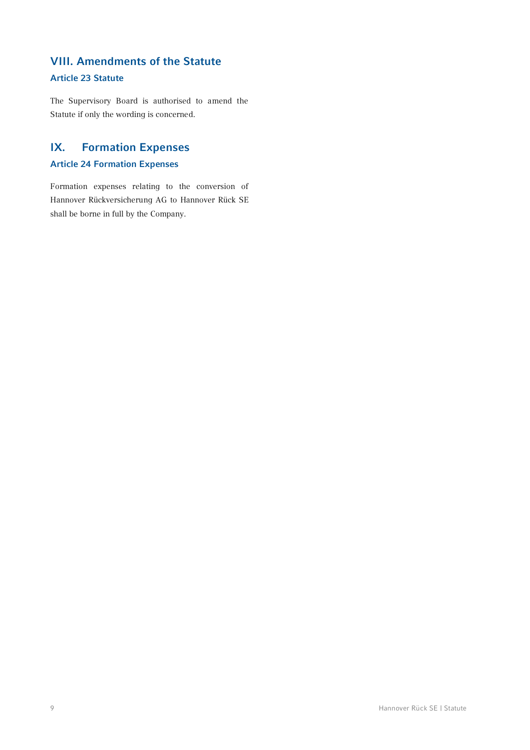## VIII. Amendments of the Statute

### Article 23 Statute

The Supervisory Board is authorised to amend the Statute if only the wording is concerned.

## IX. Formation Expenses

### Article 24 Formation Expenses

Formation expenses relating to the conversion of Hannover Rückversicherung AG to Hannover Rück SE shall be borne in full by the Company.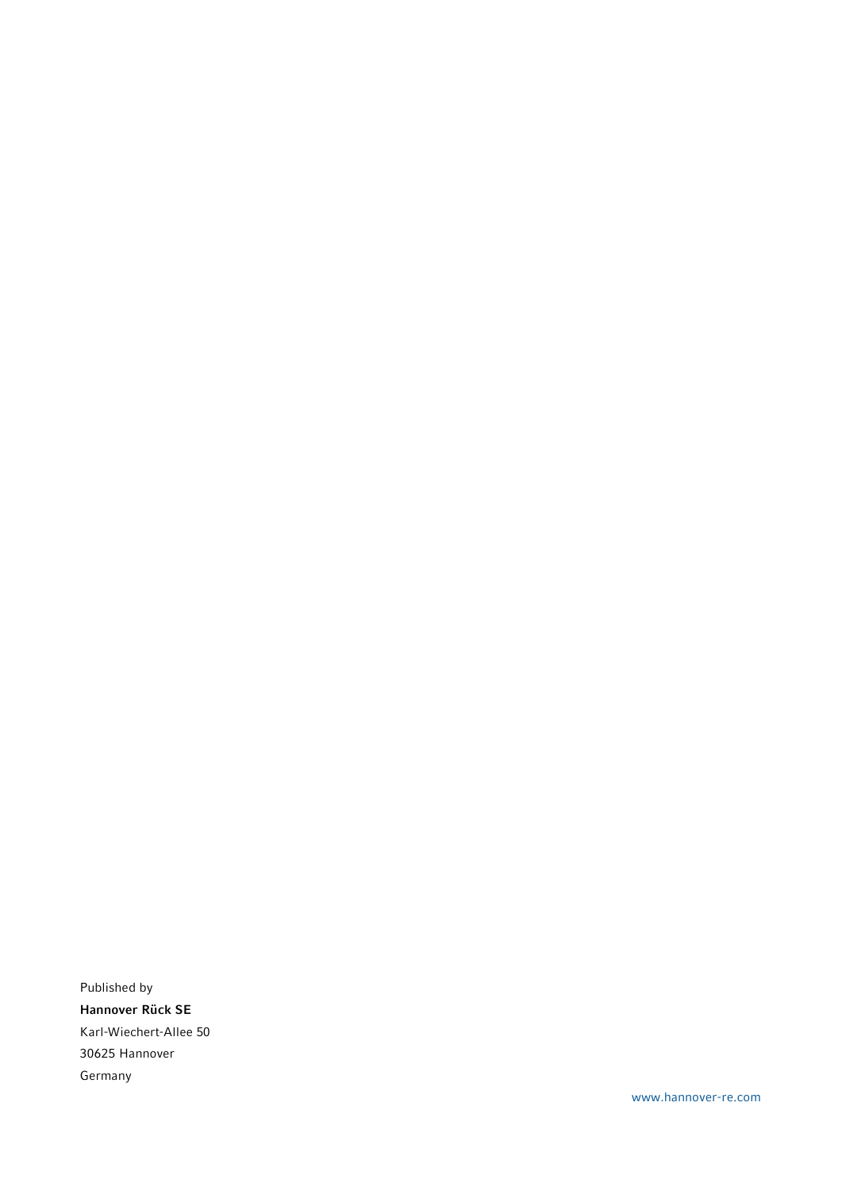Published by

**Hannover Rück SE**

Karl-Wiechert-Allee 50

30625 Hannover

Germany

www.hannover-re.com